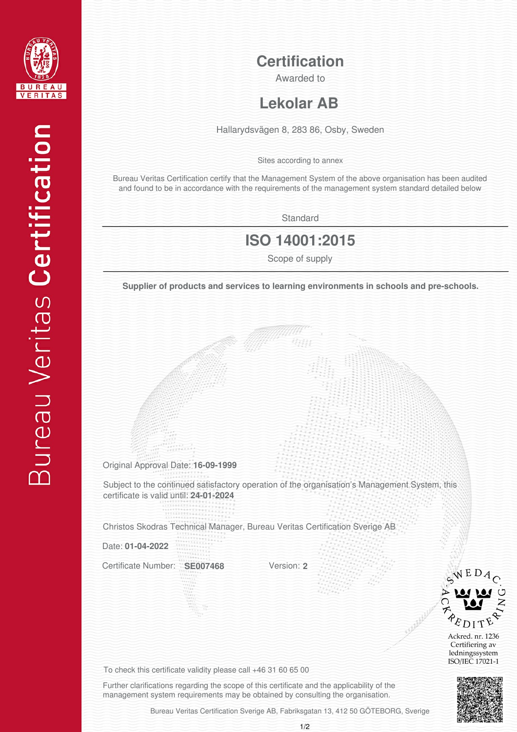Bureau Veritas Certification

# Certification

Awarded to

## Lekolar AB

Hallarydsvägen 8, 283 86, Osby, Sweden

Sites according to annex

Bureau Veritas Certification certify that the Management System of the above organisation has been audited and found to be in accordance with the requirements of the management system standard detailed below

Standard

## ISO 14001:2015

Scope of supply

**Supplier of products and services to learning environments in schools and pre-schools.**

Original Approval Date: **16-09-1999**

Subject to the continued satisfactory operation of the organisation's Management System, this certificate is valid until: **24-01-2024**

Christos Skodras Technical Manager, Bureau Veritas Certification Sverige AB

Date: **01-04-2022**

Certificate Number: **SE007468** Version: **2**

SWEDAC ACKREDITERING
Ackred. nr. 1236
Certifiering av ledningssystem
ISO/IEC 17021-1

To check this certificate validity please call +46 31 60 65 00

Further clarifications regarding the scope of this certificate and the applicability of the management system requirements may be obtained by consulting the organisation.

Bureau Veritas Certification Sverige AB, Fabriksgatan 13, 412 50 GÖTEBORG, Sverige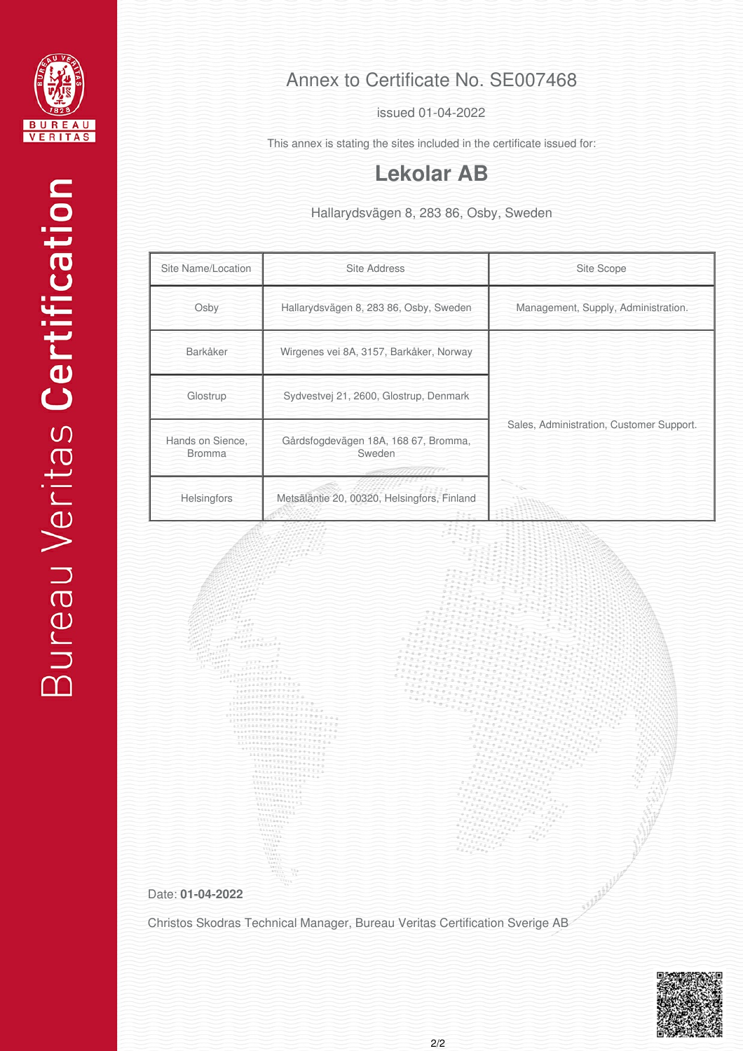# Annex to Certificate No. SE007468

issued 01-04-2022

This annex is stating the sites included in the certificate issued for:

## Lekolar AB

Hallarydsvägen 8, 283 86, Osby, Sweden

| Site Name/Location | Site Address | Site Scope |
|---|---|---|
| Osby | Hallarydsvägen 8, 283 86, Osby, Sweden | Management, Supply, Administration. |
| Barkåker | Wirgenes vei 8A, 3157, Barkåker, Norway | Sales, Administration, Customer Support. |
| Glostrup | Sydvestvej 21, 2600, Glostrup, Denmark | Sales, Administration, Customer Support. |
| Hands on Sience, Bromma | Gårdsfogdevägen 18A, 168 67, Bromma, Sweden | Sales, Administration, Customer Support. |
| Helsingfors | Metsäläntie 20, 00320, Helsingfors, Finland | Sales, Administration, Customer Support. |

Date: **01-04-2022**

Christos Skodras Technical Manager, Bureau Veritas Certification Sverige AB